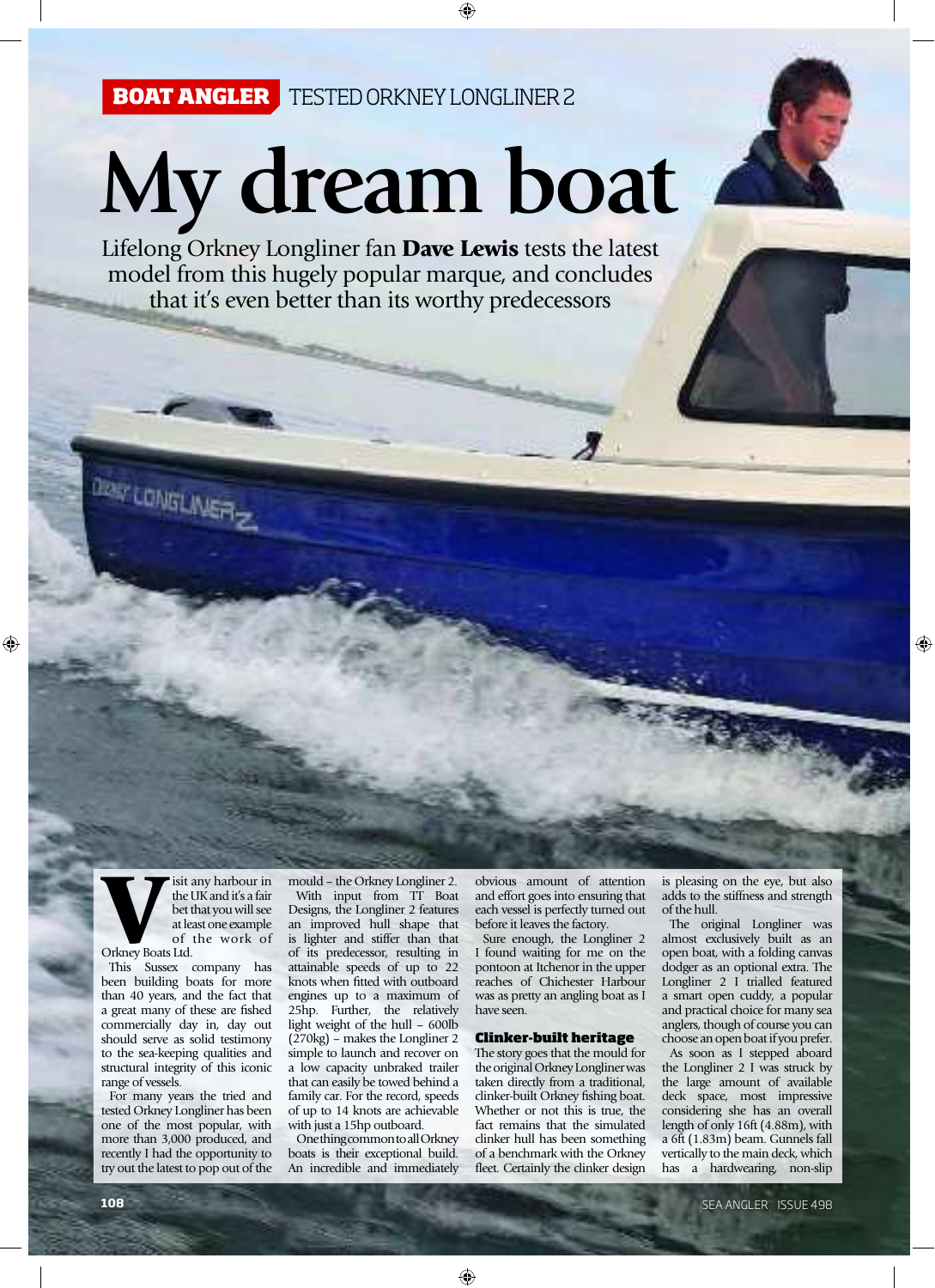BOAT ANGLER TESTED ORKNEY LONGLINER 2

# My dream boat

Lifelong Orkney Longliner fan **Dave Lewis** tests the latest model from this hugely popular marque, and concludes that it's even better than its worthy predecessors

Visit any harbour in the UK and it's a fair bet that you will see at least one example of the work of Orkney Boats Ltd.

This Sussex company has been building boats for more than 40 years, and the fact that a great many of these are fished commercially day in, day out should serve as solid testimony to the sea-keeping qualities and structural integrity of this iconic range of vessels.

For many years the tried and tested Orkney Longliner has been one of the most popular, with more than 3,000 produced, and recently I had the opportunity to try out the latest to pop out of the mould – the Orkney Longliner 2.

With input from TT Boat Designs, the Longliner 2 features an improved hull shape that is lighter and stiffer than that of its predecessor, resulting in attainable speeds of up to 22 knots when fitted with outboard engines up to a maximum of 25hp. Further, the relatively light weight of the hull – 600lb (270kg) – makes the Longliner 2 simple to launch and recover on a low capacity unbraked trailer that can easily be towed behind a family car. For the record, speeds of up to 14 knots are achievable with just a 15hp outboard.

One thing common to all Orkney boats is their exceptional build. An incredible and immediately obvious amount of attention and effort goes into ensuring that each vessel is perfectly turned out before it leaves the factory.

Sure enough, the Longliner 2 I found waiting for me on the pontoon at Itchenor in the upper reaches of Chichester Harbour was as pretty an angling boat as I have seen.

## Clinker-built heritage

The story goes that the mould for the original Orkney Longliner was taken directly from a traditional, clinker-built Orkney fishing boat. Whether or not this is true, the fact remains that the simulated clinker hull has been something of a benchmark with the Orkney fleet. Certainly the clinker design is pleasing on the eye, but also adds to the stiffness and strength of the hull.

The original Longliner was almost exclusively built as an open boat, with a folding canvas dodger as an optional extra. The Longliner 2 I trialled featured a smart open cuddy, a popular and practical choice for many sea anglers, though of course you can choose an open boat if you prefer.

As soon as I stepped aboard the Longliner 2 I was struck by the large amount of available deck space, most impressive considering she has an overall length of only 16ft (4.88m), with a 6ft (1.83m) beam. Gunnels fall vertically to the main deck, which has a hardwearing, non-slip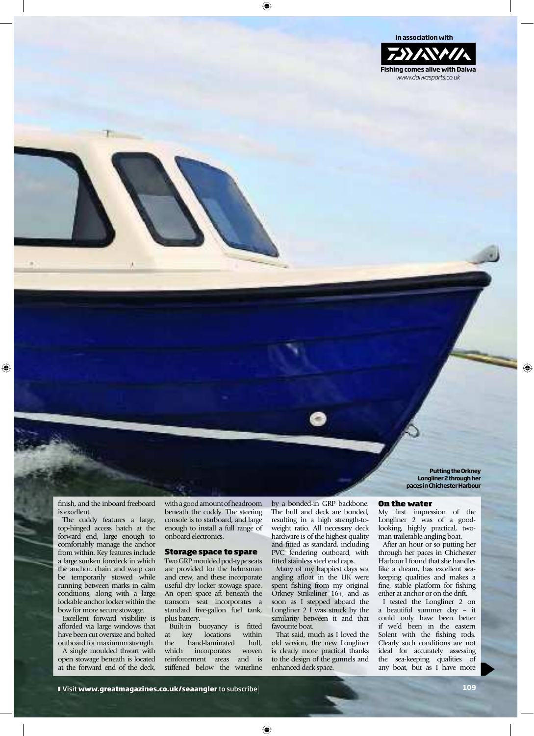In association with

Fishing comes alive with Daiwa
*www.daiwasports.co.uk*

**Putting the Orkney Longliner 2 through her paces in Chichester Harbour**

finish, and the inboard freeboard is excellent.

The cuddy features a large, top-hinged access hatch at the forward end, large enough to comfortably manage the anchor from within. Key features include a large sunken foredeck in which the anchor, chain and warp can be temporarily stowed while running between marks in calm conditions, along with a large lockable anchor locker within the bow for more secure stowage.

Excellent forward visibility is afforded via large windows that have been cut oversize and bolted outboard for maximum strength.

A single moulded thwart with open stowage beneath is located at the forward end of the deck, with a good amount of headroom beneath the cuddy. The steering console is to starboard, and large enough to install a full range of onboard electronics.

## Storage space to spare

Two GRP moulded pod-type seats are provided for the helmsman and crew, and these incorporate useful dry locker stowage space. An open space aft beneath the transom seat incorporates a standard five-gallon fuel tank, plus battery.

Built-in buoyancy is fitted at key locations within the hand-laminated hull, which incorporates woven reinforcement areas and is stiffened below the waterline by a bonded-in GRP backbone. The hull and deck are bonded, resulting in a high strength-to-weight ratio. All necessary deck hardware is of the highest quality and fitted as standard, including PVC fendering outboard, with fitted stainless steel end caps.

Many of my happiest days sea angling afloat in the UK were spent fishing from my original Orkney Strikeliner 16+, and as soon as I stepped aboard the Longliner 2 I was struck by the similarity between it and that favourite boat.

That said, much as I loved the old version, the new Longliner is clearly more practical thanks to the design of the gunnels and enhanced deck space.

## On the water

My first impression of the Longliner 2 was of a good-looking, highly practical, two-man trailerable angling boat.

After an hour or so putting her through her paces in Chichester Harbour I found that she handles like a dream, has excellent sea-keeping qualities and makes a fine, stable platform for fishing either at anchor or on the drift.

I tested the Longliner 2 on a beautiful summer day – it could only have been better if we'd been in the eastern Solent with the fishing rods. Clearly such conditions are not ideal for accurately assessing the sea-keeping qualities of any boat, but as I have more

Visit **www.greatmagazines.co.uk/seaangler** to subscribe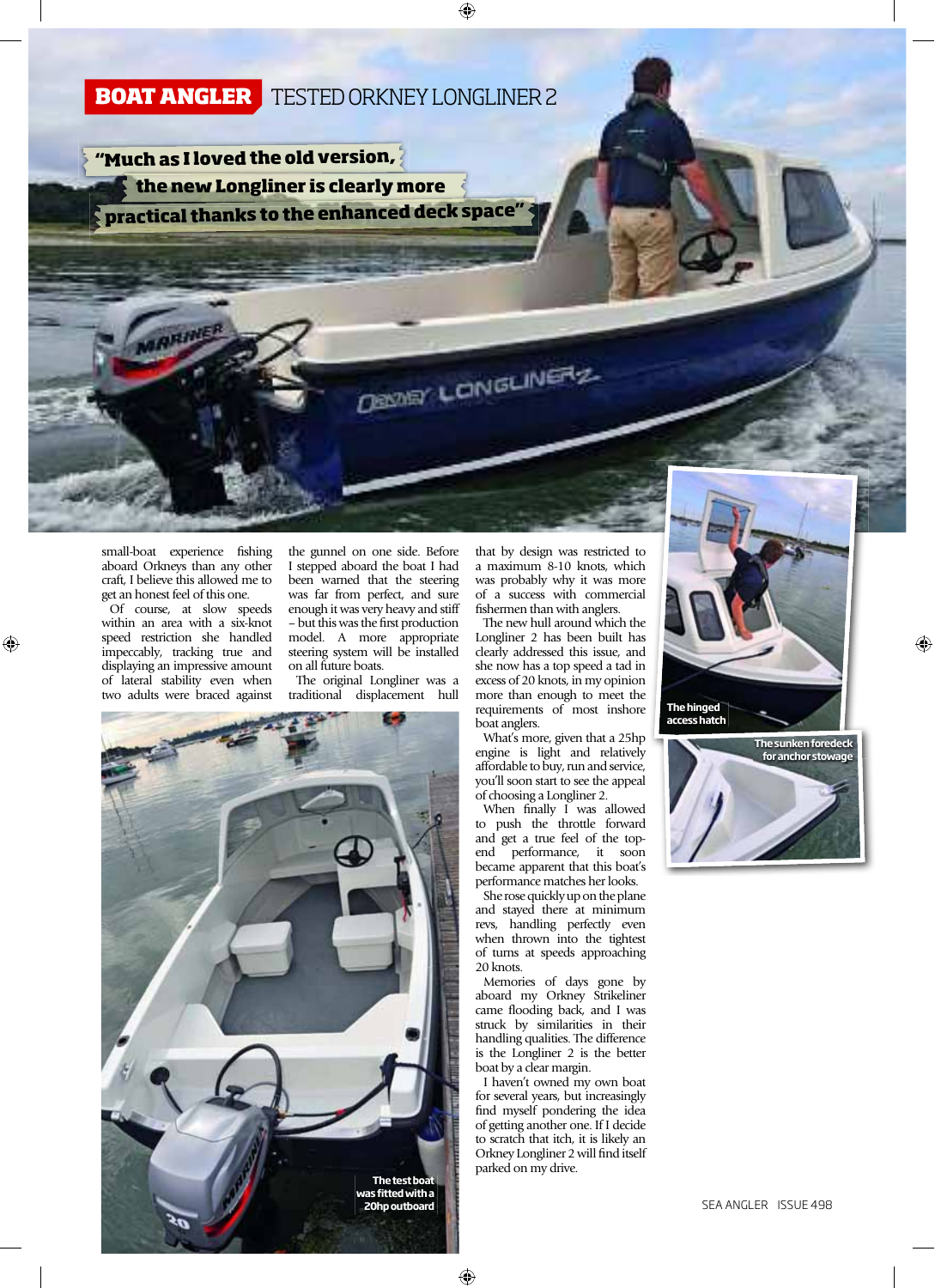**BOAT ANGLER** TESTED ORKNEY LONGLINER 2

> "Much as I loved the old version, the new Longliner is clearly more practical thanks to the enhanced deck space"

small-boat experience fishing aboard Orkneys than any other craft, I believe this allowed me to get an honest feel of this one.

Of course, at slow speeds within an area with a six-knot speed restriction she handled impeccably, tracking true and displaying an impressive amount of lateral stability even when two adults were braced against the gunnel on one side. Before I stepped aboard the boat I had been warned that the steering was far from perfect, and sure enough it was very heavy and stiff – but this was the first production model. A more appropriate steering system will be installed on all future boats.

The original Longliner was a traditional displacement hull that by design was restricted to a maximum 8-10 knots, which was probably why it was more of a success with commercial fishermen than with anglers.

The new hull around which the Longliner 2 has been built has clearly addressed this issue, and she now has a top speed a tad in excess of 20 knots, in my opinion more than enough to meet the requirements of most inshore boat anglers.

What's more, given that a 25hp engine is light and relatively affordable to buy, run and service, you'll soon start to see the appeal of choosing a Longliner 2.

When finally I was allowed to push the throttle forward and get a true feel of the top-end performance, it soon became apparent that this boat's performance matches her looks.

She rose quickly up on the plane and stayed there at minimum revs, handling perfectly even when thrown into the tightest of turns at speeds approaching 20 knots.

Memories of days gone by aboard my Orkney Strikeliner came flooding back, and I was struck by similarities in their handling qualities. The difference is the Longliner 2 is the better boat by a clear margin.

I haven't owned my own boat for several years, but increasingly find myself pondering the idea of getting another one. If I decide to scratch that itch, it is likely an Orkney Longliner 2 will find itself parked on my drive.

The test boat was fitted with a 20hp outboard

The hinged access hatch

The sunken foredeck for anchor stowage